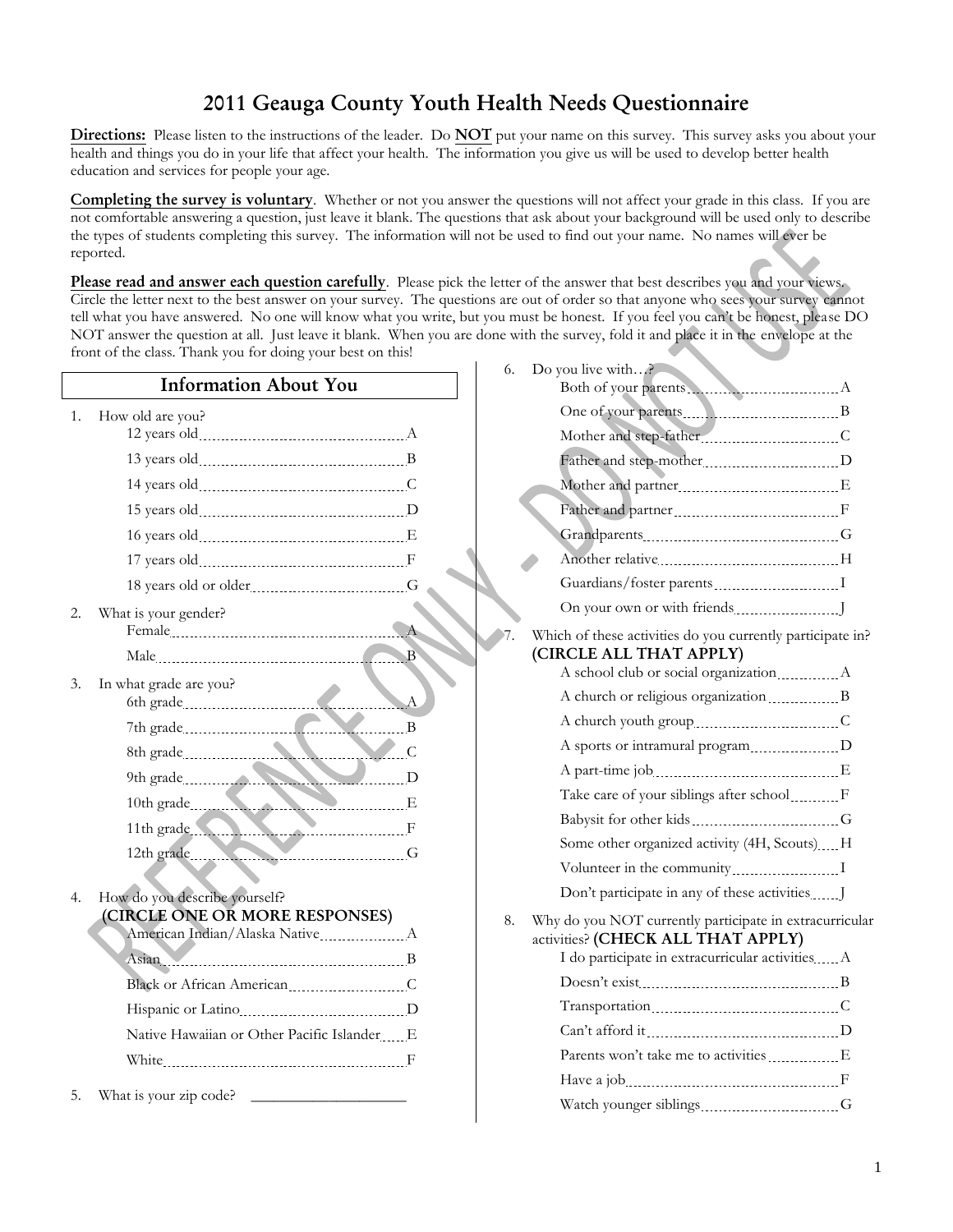# 2011 Geauga County Youth Health Needs Questionnaire

**Directions:** Please listen to the instructions of the leader. Do **NOT** put your name on this survey. This survey asks you about your health and things you do in your life that affect your health. The information you give us will be used to develop better health education and services for people your age.

**Completing the survey is voluntary**. Whether or not you answer the questions will not affect your grade in this class. If you are not comfortable answering a question, just leave it blank. The questions that ask about your background will be used only to describe the types of students completing this survey. The information will not be used to find out your name. No names will ever be reported.

**Please read and answer each question carefully**. Please pick the letter of the answer that best describes you and your views. Circle the letter next to the best answer on your survey. The questions are out of order so that anyone who sees your survey cannot tell what you have answered. No one will know what you write, but you must be honest. If you feel you can't be honest, please DO NOT answer the question at all. Just leave it blank. When you are done with the survey, fold it and place it in the envelope at the front of the class. Thank you for doing your best on this!

REFERENCE ONLY - DO NOT USE

## Information About You

1. How old are you?
   - 12 years old ..... A
   - 13 years old ..... B
   - 14 years old ..... C
   - 15 years old ..... D
   - 16 years old ..... E
   - 17 years old ..... F
   - 18 years old or older ..... G

2. What is your gender?
   - Female ..... A
   - Male ..... B

3. In what grade are you?
   - 6th grade ..... A
   - 7th grade ..... B
   - 8th grade ..... C
   - 9th grade ..... D
   - 10th grade ..... E
   - 11th grade ..... F
   - 12th grade ..... G

4. How do you describe yourself? **(CIRCLE ONE OR MORE RESPONSES)**
   - American Indian/Alaska Native ..... A
   - Asian ..... B
   - Black or African American ..... C
   - Hispanic or Latino ..... D
   - Native Hawaiian or Other Pacific Islander ..... E
   - White ..... F

5. What is your zip code? ____________________

6. Do you live with…?
   - Both of your parents ..... A
   - One of your parents ..... B
   - Mother and step-father ..... C
   - Father and step-mother ..... D
   - Mother and partner ..... E
   - Father and partner ..... F
   - Grandparents ..... G
   - Another relative ..... H
   - Guardians/foster parents ..... I
   - On your own or with friends ..... J

7. Which of these activities do you currently participate in? **(CIRCLE ALL THAT APPLY)**
   - A school club or social organization ..... A
   - A church or religious organization ..... B
   - A church youth group ..... C
   - A sports or intramural program ..... D
   - A part-time job ..... E
   - Take care of your siblings after school ..... F
   - Babysit for other kids ..... G
   - Some other organized activity (4H, Scouts) ..... H
   - Volunteer in the community ..... I
   - Don't participate in any of these activities ..... J

8. Why do you NOT currently participate in extracurricular activities? **(CHECK ALL THAT APPLY)**
   - I do participate in extracurricular activities ..... A
   - Doesn't exist ..... B
   - Transportation ..... C
   - Can't afford it ..... D
   - Parents won't take me to activities ..... E
   - Have a job ..... F
   - Watch younger siblings ..... G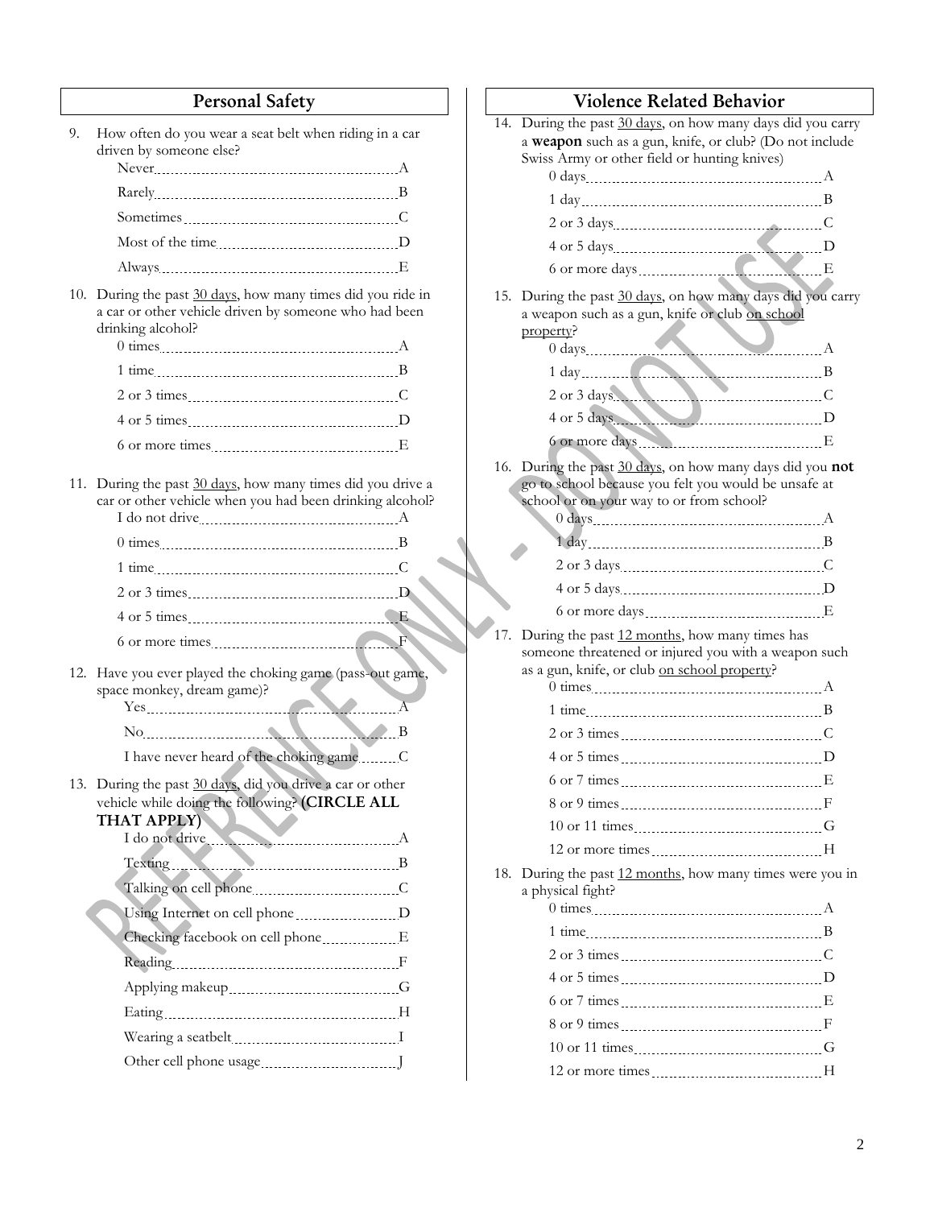## Personal Safety

9. How often do you wear a seat belt when riding in a car driven by someone else?
   - Never ............ A
   - Rarely ............ B
   - Sometimes ............ C
   - Most of the time ............ D
   - Always ............ E

10. During the past <u>30 days</u>, how many times did you ride in a car or other vehicle driven by someone who had been drinking alcohol?
    - 0 times ............ A
    - 1 time ............ B
    - 2 or 3 times ............ C
    - 4 or 5 times ............ D
    - 6 or more times ............ E

11. During the past <u>30 days</u>, how many times did you drive a car or other vehicle when you had been drinking alcohol?
    - I do not drive ............ A
    - 0 times ............ B
    - 1 time ............ C
    - 2 or 3 times ............ D
    - 4 or 5 times ............ E
    - 6 or more times ............ F

12. Have you ever played the choking game (pass-out game, space monkey, dream game)?
    - Yes ............ A
    - No ............ B
    - I have never heard of the choking game ............ C

13. During the past <u>30 days</u>, did you drive a car or other vehicle while doing the following? **(CIRCLE ALL THAT APPLY)**
    - I do not drive ............ A
    - Texting ............ B
    - Talking on cell phone ............ C
    - Using Internet on cell phone ............ D
    - Checking facebook on cell phone ............ E
    - Reading ............ F
    - Applying makeup ............ G
    - Eating ............ H
    - Wearing a seatbelt ............ I
    - Other cell phone usage ............ J

## Violence Related Behavior

14. During the past <u>30 days</u>, on how many days did you carry a **weapon** such as a gun, knife, or club? (Do not include Swiss Army or other field or hunting knives)
    - 0 days ............ A
    - 1 day ............ B
    - 2 or 3 days ............ C
    - 4 or 5 days ............ D
    - 6 or more days ............ E

15. During the past <u>30 days</u>, on how many days did you carry a weapon such as a gun, knife or club <u>on school property</u>?
    - 0 days ............ A
    - 1 day ............ B
    - 2 or 3 days ............ C
    - 4 or 5 days ............ D
    - 6 or more days ............ E

16. During the past <u>30 days</u>, on how many days did you **not** go to school because you felt you would be unsafe at school or on your way to or from school?
    - 0 days ............ A
    - 1 day ............ B
    - 2 or 3 days ............ C
    - 4 or 5 days ............ D
    - 6 or more days ............ E

17. During the past <u>12 months</u>, how many times has someone threatened or injured you with a weapon such as a gun, knife, or club <u>on school property</u>?
    - 0 times ............ A
    - 1 time ............ B
    - 2 or 3 times ............ C
    - 4 or 5 times ............ D
    - 6 or 7 times ............ E
    - 8 or 9 times ............ F
    - 10 or 11 times ............ G
    - 12 or more times ............ H

18. During the past <u>12 months</u>, how many times were you in a physical fight?
    - 0 times ............ A
    - 1 time ............ B
    - 2 or 3 times ............ C
    - 4 or 5 times ............ D
    - 6 or 7 times ............ E
    - 8 or 9 times ............ F
    - 10 or 11 times ............ G
    - 12 or more times ............ H

REFERENCE ONLY - DO NOT USE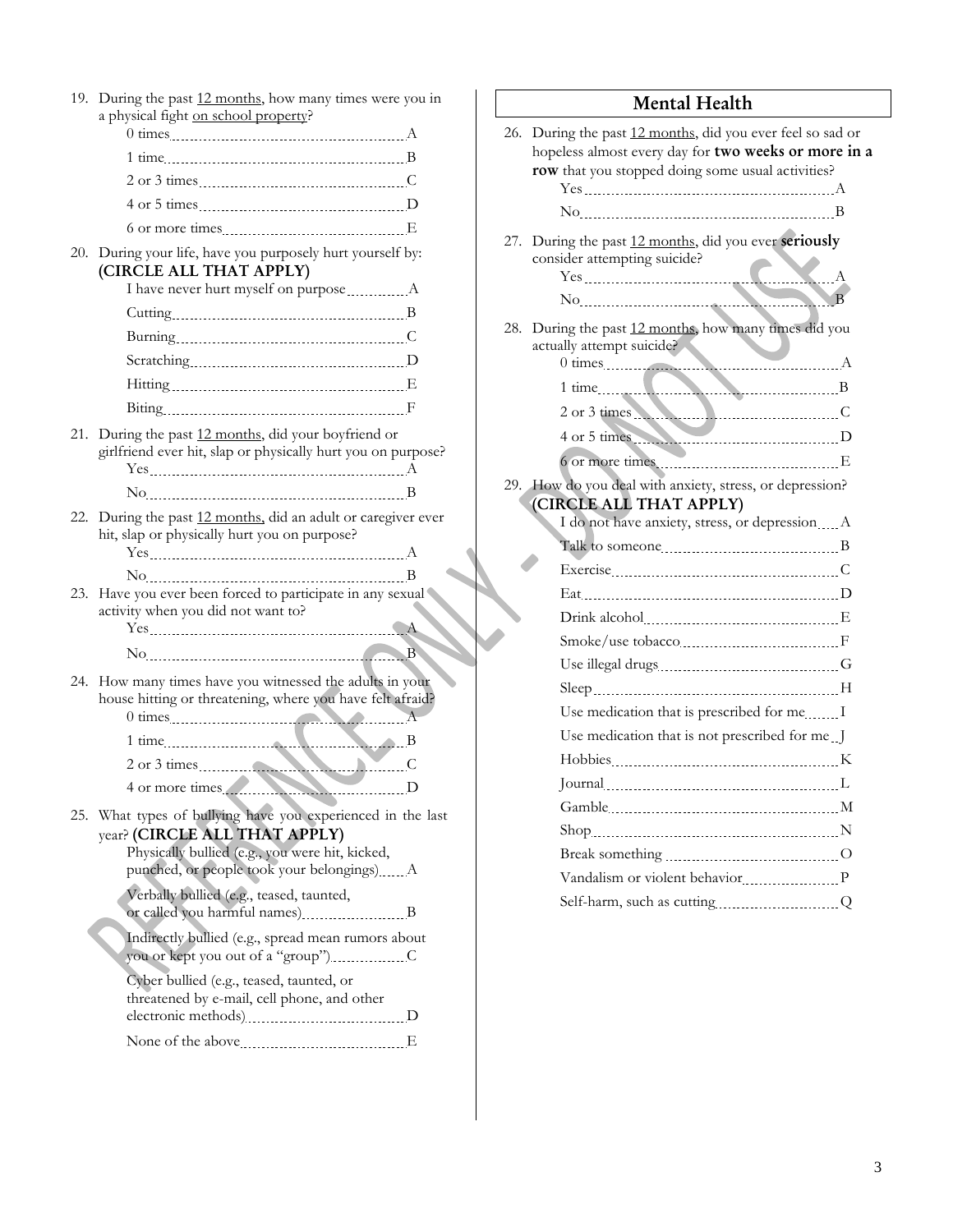19. During the past 12 months, how many times were you in a physical fight on school property?
    - 0 times A
    - 1 time B
    - 2 or 3 times C
    - 4 or 5 times D
    - 6 or more times E

20. During your life, have you purposely hurt yourself by: **(CIRCLE ALL THAT APPLY)**
    - I have never hurt myself on purpose A
    - Cutting B
    - Burning C
    - Scratching D
    - Hitting E
    - Biting F

21. During the past 12 months, did your boyfriend or girlfriend ever hit, slap or physically hurt you on purpose?
    - Yes A
    - No B

22. During the past 12 months, did an adult or caregiver ever hit, slap or physically hurt you on purpose?
    - Yes A
    - No B

23. Have you ever been forced to participate in any sexual activity when you did not want to?
    - Yes A
    - No B

24. How many times have you witnessed the adults in your house hitting or threatening, where you have felt afraid?
    - 0 times A
    - 1 time B
    - 2 or 3 times C
    - 4 or more times D

25. What types of bullying have you experienced in the last year? **(CIRCLE ALL THAT APPLY)**
    - Physically bullied (e.g., you were hit, kicked, punched, or people took your belongings) A
    - Verbally bullied (e.g., teased, taunted, or called you harmful names) B
    - Indirectly bullied (e.g., spread mean rumors about you or kept you out of a "group") C
    - Cyber bullied (e.g., teased, taunted, or threatened by e-mail, cell phone, and other electronic methods) D
    - None of the above E

## Mental Health

26. During the past 12 months, did you ever feel so sad or hopeless almost every day for **two weeks or more in a row** that you stopped doing some usual activities?
    - Yes A
    - No B

27. During the past 12 months, did you ever **seriously** consider attempting suicide?
    - Yes A
    - No B

28. During the past 12 months, how many times did you actually attempt suicide?
    - 0 times A
    - 1 time B
    - 2 or 3 times C
    - 4 or 5 times D
    - 6 or more times E

29. How do you deal with anxiety, stress, or depression? **(CIRCLE ALL THAT APPLY)**
    - I do not have anxiety, stress, or depression A
    - Talk to someone B
    - Exercise C
    - Eat D
    - Drink alcohol E
    - Smoke/use tobacco F
    - Use illegal drugs G
    - Sleep H
    - Use medication that is prescribed for me I
    - Use medication that is not prescribed for me J
    - Hobbies K
    - Journal L
    - Gamble M
    - Shop N
    - Break something O
    - Vandalism or violent behavior P
    - Self-harm, such as cutting Q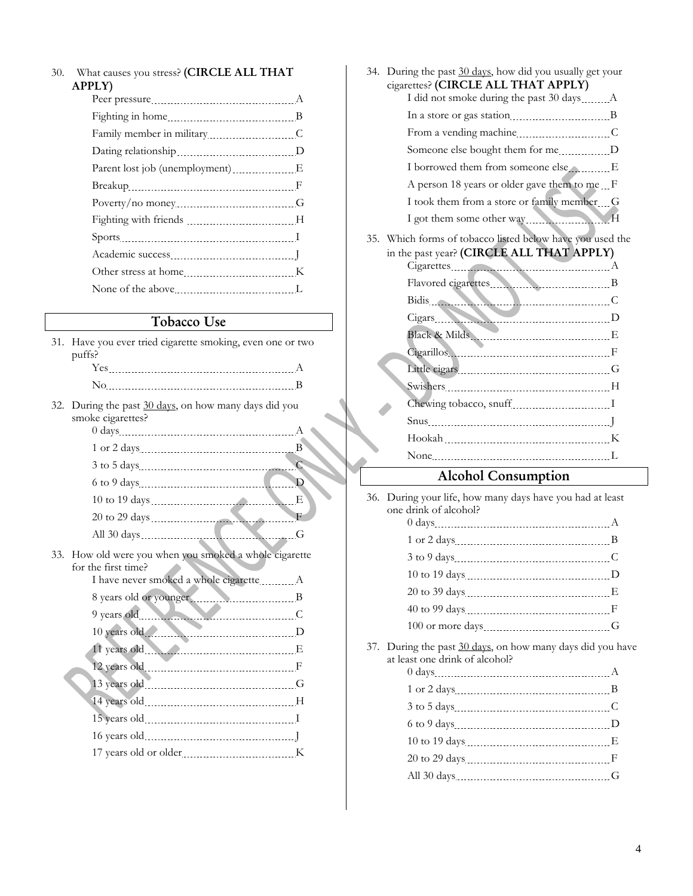30. What causes you stress? **(CIRCLE ALL THAT APPLY)**
    - Peer pressure ........ A
    - Fighting in home ........ B
    - Family member in military ........ C
    - Dating relationship ........ D
    - Parent lost job (unemployment) ........ E
    - Breakup ........ F
    - Poverty/no money ........ G
    - Fighting with friends ........ H
    - Sports ........ I
    - Academic success ........ J
    - Other stress at home ........ K
    - None of the above ........ L

## Tobacco Use

31. Have you ever tried cigarette smoking, even one or two puffs?
    - Yes ........ A
    - No ........ B

32. During the past <u>30 days</u>, on how many days did you smoke cigarettes?
    - 0 days ........ A
    - 1 or 2 days ........ B
    - 3 to 5 days ........ C
    - 6 to 9 days ........ D
    - 10 to 19 days ........ E
    - 20 to 29 days ........ F
    - All 30 days ........ G

33. How old were you when you smoked a whole cigarette for the first time?
    - I have never smoked a whole cigarette ........ A
    - 8 years old or younger ........ B
    - 9 years old ........ C
    - 10 years old ........ D
    - 11 years old ........ E
    - 12 years old ........ F
    - 13 years old ........ G
    - 14 years old ........ H
    - 15 years old ........ I
    - 16 years old ........ J
    - 17 years old or older ........ K

34. During the past <u>30 days</u>, how did you usually get your cigarettes? **(CIRCLE ALL THAT APPLY)**
    - I did not smoke during the past 30 days ........ A
    - In a store or gas station ........ B
    - From a vending machine ........ C
    - Someone else bought them for me ........ D
    - I borrowed them from someone else ........ E
    - A person 18 years or older gave them to me ........ F
    - I took them from a store or family member ........ G
    - I got them some other way ........ H

35. Which forms of tobacco listed below have you used the in the past year? **(CIRCLE ALL THAT APPLY)**
    - Cigarettes ........ A
    - Flavored cigarettes ........ B
    - Bidis ........ C
    - Cigars ........ D
    - Black & Milds ........ E
    - Cigarillos ........ F
    - Little cigars ........ G
    - Swishers ........ H
    - Chewing tobacco, snuff ........ I
    - Snus ........ J
    - Hookah ........ K
    - None ........ L

## Alcohol Consumption

36. During your life, how many days have you had at least one drink of alcohol?
    - 0 days ........ A
    - 1 or 2 days ........ B
    - 3 to 9 days ........ C
    - 10 to 19 days ........ D
    - 20 to 39 days ........ E
    - 40 to 99 days ........ F
    - 100 or more days ........ G

37. During the past <u>30 days</u>, on how many days did you have at least one drink of alcohol?
    - 0 days ........ A
    - 1 or 2 days ........ B
    - 3 to 5 days ........ C
    - 6 to 9 days ........ D
    - 10 to 19 days ........ E
    - 20 to 29 days ........ F
    - All 30 days ........ G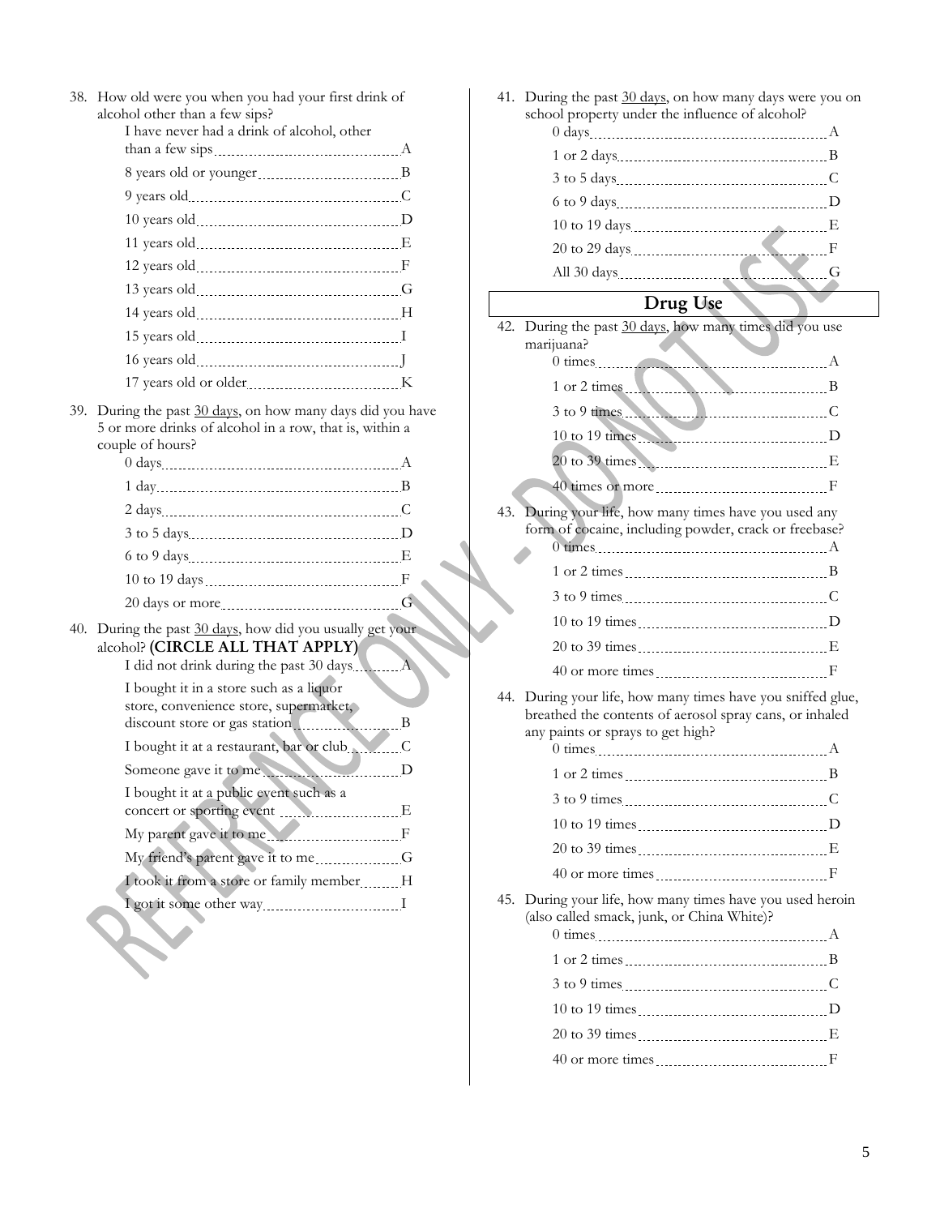38. How old were you when you had your first drink of alcohol other than a few sips?
    - I have never had a drink of alcohol, other than a few sips ........ A
    - 8 years old or younger ........ B
    - 9 years old ........ C
    - 10 years old ........ D
    - 11 years old ........ E
    - 12 years old ........ F
    - 13 years old ........ G
    - 14 years old ........ H
    - 15 years old ........ I
    - 16 years old ........ J
    - 17 years old or older ........ K

39. During the past 30 days, on how many days did you have 5 or more drinks of alcohol in a row, that is, within a couple of hours?
    - 0 days ........ A
    - 1 day ........ B
    - 2 days ........ C
    - 3 to 5 days ........ D
    - 6 to 9 days ........ E
    - 10 to 19 days ........ F
    - 20 days or more ........ G

40. During the past 30 days, how did you usually get your alcohol? **(CIRCLE ALL THAT APPLY)**
    - I did not drink during the past 30 days ........ A
    - I bought it in a store such as a liquor store, convenience store, supermarket, discount store or gas station ........ B
    - I bought it at a restaurant, bar or club ........ C
    - Someone gave it to me ........ D
    - I bought it at a public event such as a concert or sporting event ........ E
    - My parent gave it to me ........ F
    - My friend's parent gave it to me ........ G
    - I took it from a store or family member ........ H
    - I got it some other way ........ I

41. During the past 30 days, on how many days were you on school property under the influence of alcohol?
    - 0 days ........ A
    - 1 or 2 days ........ B
    - 3 to 5 days ........ C
    - 6 to 9 days ........ D
    - 10 to 19 days ........ E
    - 20 to 29 days ........ F
    - All 30 days ........ G

## Drug Use

42. During the past 30 days, how many times did you use marijuana?
    - 0 times ........ A
    - 1 or 2 times ........ B
    - 3 to 9 times ........ C
    - 10 to 19 times ........ D
    - 20 to 39 times ........ E
    - 40 times or more ........ F

43. During your life, how many times have you used any form of cocaine, including powder, crack or freebase?
    - 0 times ........ A
    - 1 or 2 times ........ B
    - 3 to 9 times ........ C
    - 10 to 19 times ........ D
    - 20 to 39 times ........ E
    - 40 or more times ........ F

44. During your life, how many times have you sniffed glue, breathed the contents of aerosol spray cans, or inhaled any paints or sprays to get high?
    - 0 times ........ A
    - 1 or 2 times ........ B
    - 3 to 9 times ........ C
    - 10 to 19 times ........ D
    - 20 to 39 times ........ E
    - 40 or more times ........ F

45. During your life, how many times have you used heroin (also called smack, junk, or China White)?
    - 0 times ........ A
    - 1 or 2 times ........ B
    - 3 to 9 times ........ C
    - 10 to 19 times ........ D
    - 20 to 39 times ........ E
    - 40 or more times ........ F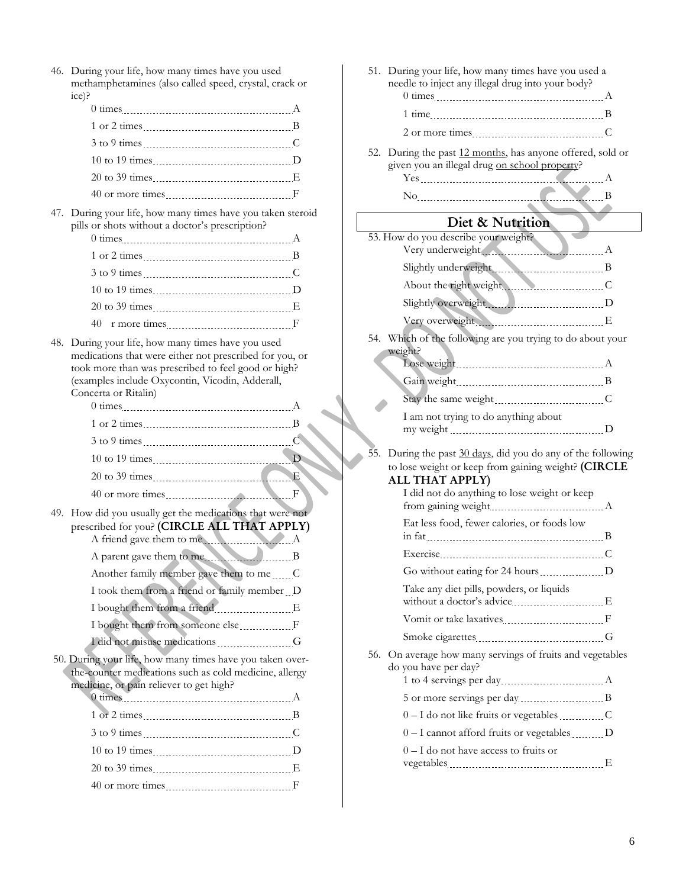46. During your life, how many times have you used methamphetamines (also called speed, crystal, crack or ice)?
    - 0 times .......... A
    - 1 or 2 times .......... B
    - 3 to 9 times .......... C
    - 10 to 19 times .......... D
    - 20 to 39 times .......... E
    - 40 or more times .......... F

47. During your life, how many times have you taken steroid pills or shots without a doctor's prescription?
    - 0 times .......... A
    - 1 or 2 times .......... B
    - 3 to 9 times .......... C
    - 10 to 19 times .......... D
    - 20 to 39 times .......... E
    - 40 r more times .......... F

48. During your life, how many times have you used medications that were either not prescribed for you, or took more than was prescribed to feel good or high? (examples include Oxycontin, Vicodin, Adderall, Concerta or Ritalin)
    - 0 times .......... A
    - 1 or 2 times .......... B
    - 3 to 9 times .......... C
    - 10 to 19 times .......... D
    - 20 to 39 times .......... E
    - 40 or more times .......... F

49. How did you usually get the medications that were not prescribed for you? **(CIRCLE ALL THAT APPLY)**
    - A friend gave them to me .......... A
    - A parent gave them to me .......... B
    - Another family member gave them to me .......... C
    - I took them from a friend or family member .......... D
    - I bought them from a friend .......... E
    - I bought them from someone else .......... F
    - I did not misuse medications .......... G

50. During your life, how many times have you taken over-the-counter medications such as cold medicine, allergy medicine, or pain reliever to get high?
    - 0 times .......... A
    - 1 or 2 times .......... B
    - 3 to 9 times .......... C
    - 10 to 19 times .......... D
    - 20 to 39 times .......... E
    - 40 or more times .......... F

51. During your life, how many times have you used a needle to inject any illegal drug into your body?
    - 0 times .......... A
    - 1 time .......... B
    - 2 or more times .......... C

52. During the past 12 months, has anyone offered, sold or given you an illegal drug on school property?
    - Yes .......... A
    - No .......... B

## Diet & Nutrition

53. How do you describe your weight?
    - Very underweight .......... A
    - Slightly underweight .......... B
    - About the right weight .......... C
    - Slightly overweight .......... D
    - Very overweight .......... E

54. Which of the following are you trying to do about your weight?
    - Lose weight .......... A
    - Gain weight .......... B
    - Stay the same weight .......... C
    - I am not trying to do anything about my weight .......... D

55. During the past 30 days, did you do any of the following to lose weight or keep from gaining weight? **(CIRCLE ALL THAT APPLY)**
    - I did not do anything to lose weight or keep from gaining weight .......... A
    - Eat less food, fewer calories, or foods low in fat .......... B
    - Exercise .......... C
    - Go without eating for 24 hours .......... D
    - Take any diet pills, powders, or liquids without a doctor's advice .......... E
    - Vomit or take laxatives .......... F
    - Smoke cigarettes .......... G

56. On average how many servings of fruits and vegetables do you have per day?
    - 1 to 4 servings per day .......... A
    - 5 or more servings per day .......... B
    - 0 – I do not like fruits or vegetables .......... C
    - 0 – I cannot afford fruits or vegetables .......... D
    - 0 – I do not have access to fruits or vegetables .......... E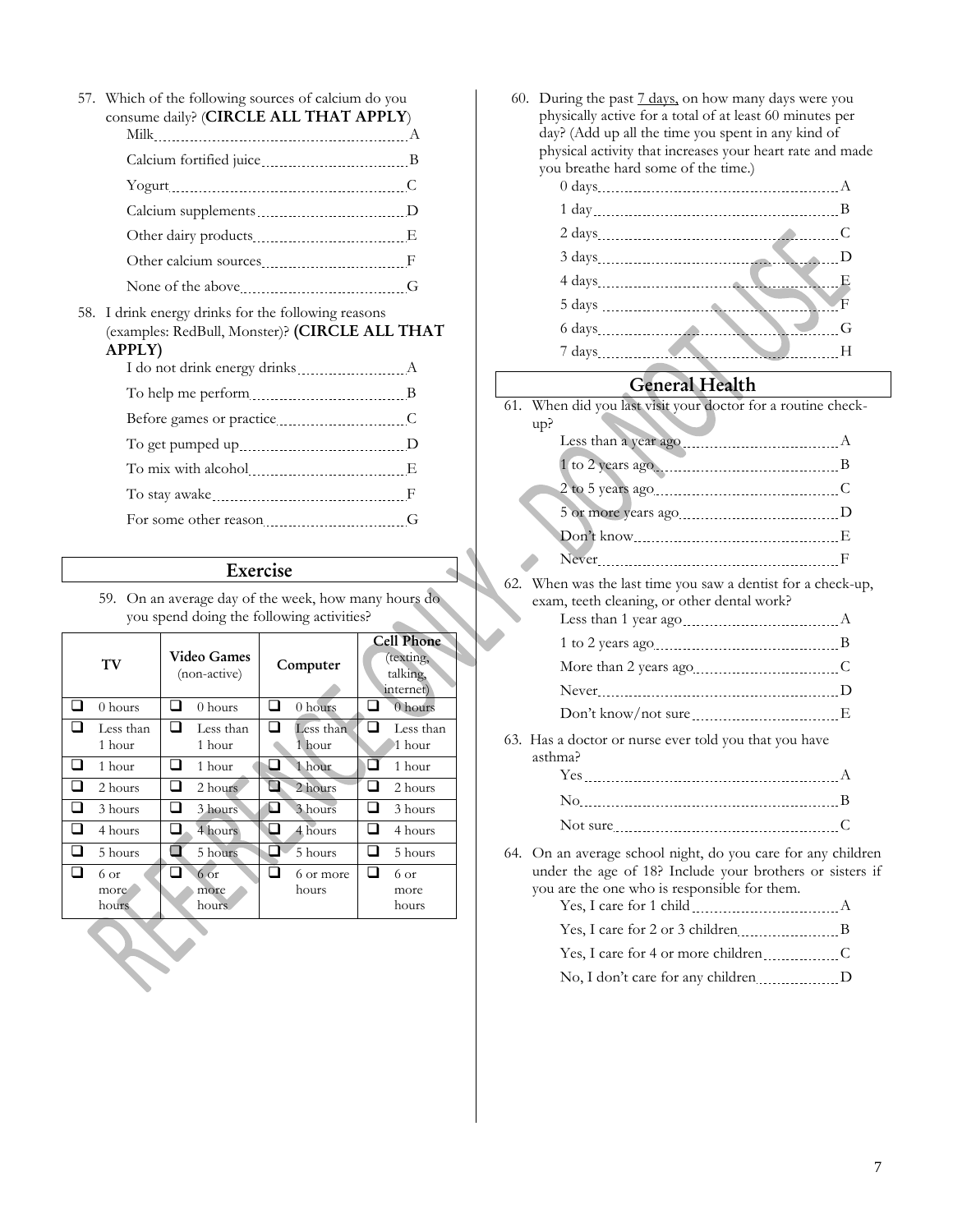57. Which of the following sources of calcium do you consume daily? (**CIRCLE ALL THAT APPLY**)
    - Milk ........ A
    - Calcium fortified juice ........ B
    - Yogurt ........ C
    - Calcium supplements ........ D
    - Other dairy products ........ E
    - Other calcium sources ........ F
    - None of the above ........ G

58. I drink energy drinks for the following reasons (examples: RedBull, Monster)? **(CIRCLE ALL THAT APPLY)**
    - I do not drink energy drinks ........ A
    - To help me perform ........ B
    - Before games or practice ........ C
    - To get pumped up ........ D
    - To mix with alcohol ........ E
    - To stay awake ........ F
    - For some other reason ........ G

## Exercise

59. On an average day of the week, how many hours do you spend doing the following activities?

| TV | Video Games (non-active) | Computer | Cell Phone (texting, talking, internet) |
|---|---|---|---|
| ❑ 0 hours | ❑ 0 hours | ❑ 0 hours | ❑ 0 hours |
| ❑ Less than 1 hour | ❑ Less than 1 hour | ❑ Less than 1 hour | ❑ Less than 1 hour |
| ❑ 1 hour | ❑ 1 hour | ❑ 1 hour | ❑ 1 hour |
| ❑ 2 hours | ❑ 2 hours | ❑ 2 hours | ❑ 2 hours |
| ❑ 3 hours | ❑ 3 hours | ❑ 3 hours | ❑ 3 hours |
| ❑ 4 hours | ❑ 4 hours | ❑ 4 hours | ❑ 4 hours |
| ❑ 5 hours | ❑ 5 hours | ❑ 5 hours | ❑ 5 hours |
| ❑ 6 or more hours | ❑ 6 or more hours | ❑ 6 or more hours | ❑ 6 or more hours |

60. During the past <u>7 days</u>, on how many days were you physically active for a total of at least 60 minutes per day? (Add up all the time you spent in any kind of physical activity that increases your heart rate and made you breathe hard some of the time.)
    - 0 days ........ A
    - 1 day ........ B
    - 2 days ........ C
    - 3 days ........ D
    - 4 days ........ E
    - 5 days ........ F
    - 6 days ........ G
    - 7 days ........ H

## General Health

61. When did you last visit your doctor for a routine check-up?
    - Less than a year ago ........ A
    - 1 to 2 years ago ........ B
    - 2 to 5 years ago ........ C
    - 5 or more years ago ........ D
    - Don't know ........ E
    - Never ........ F

62. When was the last time you saw a dentist for a check-up, exam, teeth cleaning, or other dental work?
    - Less than 1 year ago ........ A
    - 1 to 2 years ago ........ B
    - More than 2 years ago ........ C
    - Never ........ D
    - Don't know/not sure ........ E

63. Has a doctor or nurse ever told you that you have asthma?
    - Yes ........ A
    - No ........ B
    - Not sure ........ C

64. On an average school night, do you care for any children under the age of 18? Include your brothers or sisters if you are the one who is responsible for them.
    - Yes, I care for 1 child ........ A
    - Yes, I care for 2 or 3 children ........ B
    - Yes, I care for 4 or more children ........ C
    - No, I don't care for any children ........ D

REFERENCE ONLY - DO NOT USE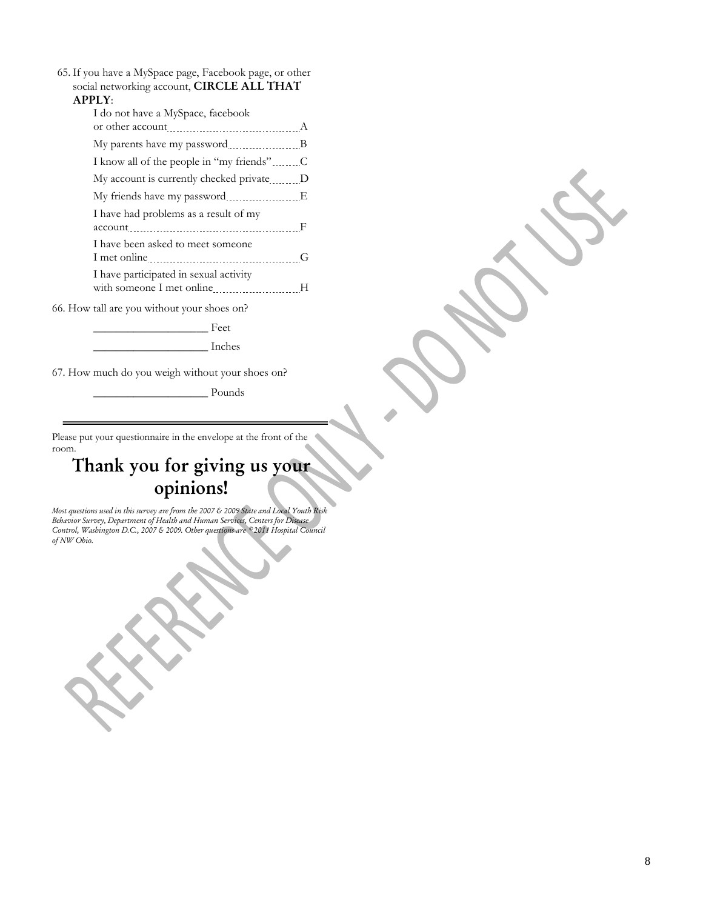65. If you have a MySpace page, Facebook page, or other social networking account, **CIRCLE ALL THAT APPLY**:
    - I do not have a MySpace, facebook or other account ........ A
    - My parents have my password ........ B
    - I know all of the people in "my friends" ........ C
    - My account is currently checked private ........ D
    - My friends have my password ........ E
    - I have had problems as a result of my account ........ F
    - I have been asked to meet someone I met online ........ G
    - I have participated in sexual activity with someone I met online ........ H

66. How tall are you without your shoes on?

    ____________________ Feet

    ____________________ Inches

67. How much do you weigh without your shoes on?

    ____________________ Pounds

---

Please put your questionnaire in the envelope at the front of the room.

# Thank you for giving us your opinions!

*Most questions used in this survey are from the 2007 & 2009 State and Local Youth Risk Behavior Survey, Department of Health and Human Services, Centers for Disease Control, Washington D.C., 2007 & 2009. Other questions are ©2011 Hospital Council of NW Ohio.*

REFERENCE ONLY - DO NOT USE